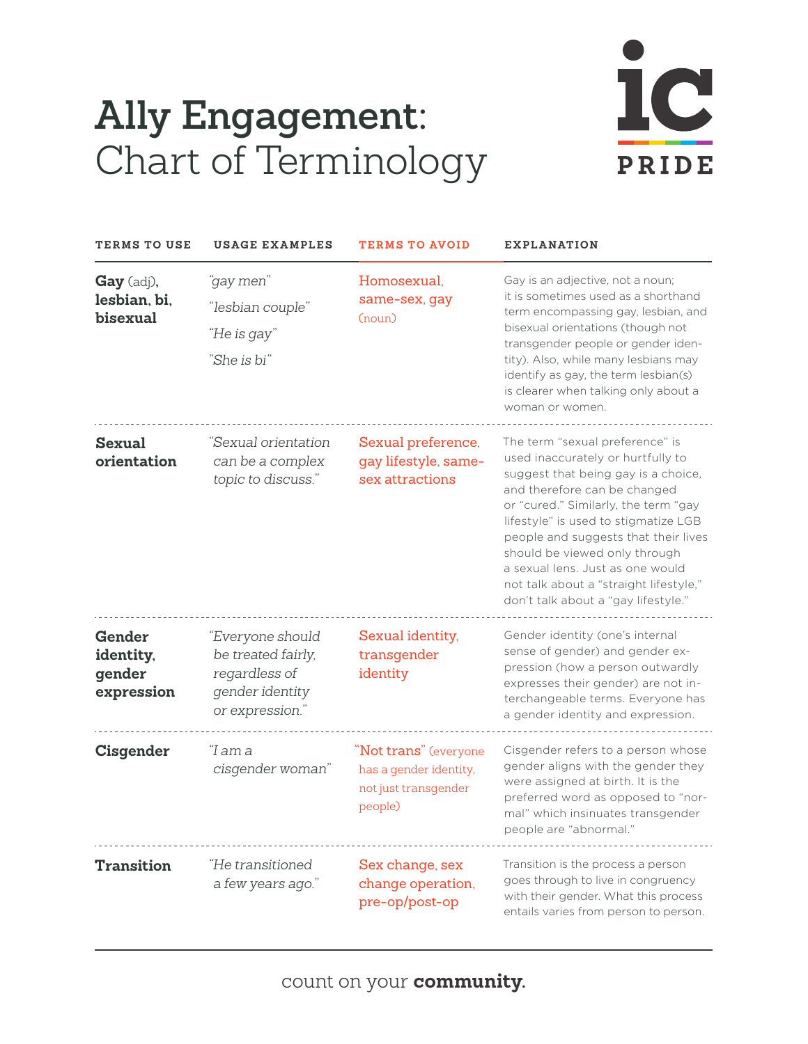# Ally Engagement: Chart of Terminology

IC PRIDE

| TERMS TO USE | USAGE EXAMPLES | TERMS TO AVOID | EXPLANATION |
|---|---|---|---|
| **Gay** (adj), **lesbian**, **bi**, **bisexual** | *"gay men"* *"lesbian couple"* *"He is gay"* *"She is bi"* | Homosexual, same-sex, gay (noun) | Gay is an adjective, not a noun; it is sometimes used as a shorthand term encompassing gay, lesbian, and bisexual orientations (though not transgender people or gender identity). Also, while many lesbians may identify as gay, the term lesbian(s) is clearer when talking only about a woman or women. |
| **Sexual orientation** | *"Sexual orientation can be a complex topic to discuss."* | Sexual preference, gay lifestyle, same-sex attractions | The term "sexual preference" is used inaccurately or hurtfully to suggest that being gay is a choice, and therefore can be changed or "cured." Similarly, the term "gay lifestyle" is used to stigmatize LGB people and suggests that their lives should be viewed only through a sexual lens. Just as one would not talk about a "straight lifestyle," don't talk about a "gay lifestyle." |
| **Gender identity**, **gender expression** | *"Everyone should be treated fairly, regardless of gender identity or expression."* | Sexual identity, transgender identity | Gender identity (one's internal sense of gender) and gender expression (how a person outwardly expresses their gender) are not interchangeable terms. Everyone has a gender identity and expression. |
| **Cisgender** | *"I am a cisgender woman"* | "Not trans" (everyone has a gender identity, not just transgender people) | Cisgender refers to a person whose gender aligns with the gender they were assigned at birth. It is the preferred word as opposed to "normal" which insinuates transgender people are "abnormal." |
| **Transition** | *"He transitioned a few years ago."* | Sex change, sex change operation, pre-op/post-op | Transition is the process a person goes through to live in congruency with their gender. What this process entails varies from person to person. |

count on your **community**.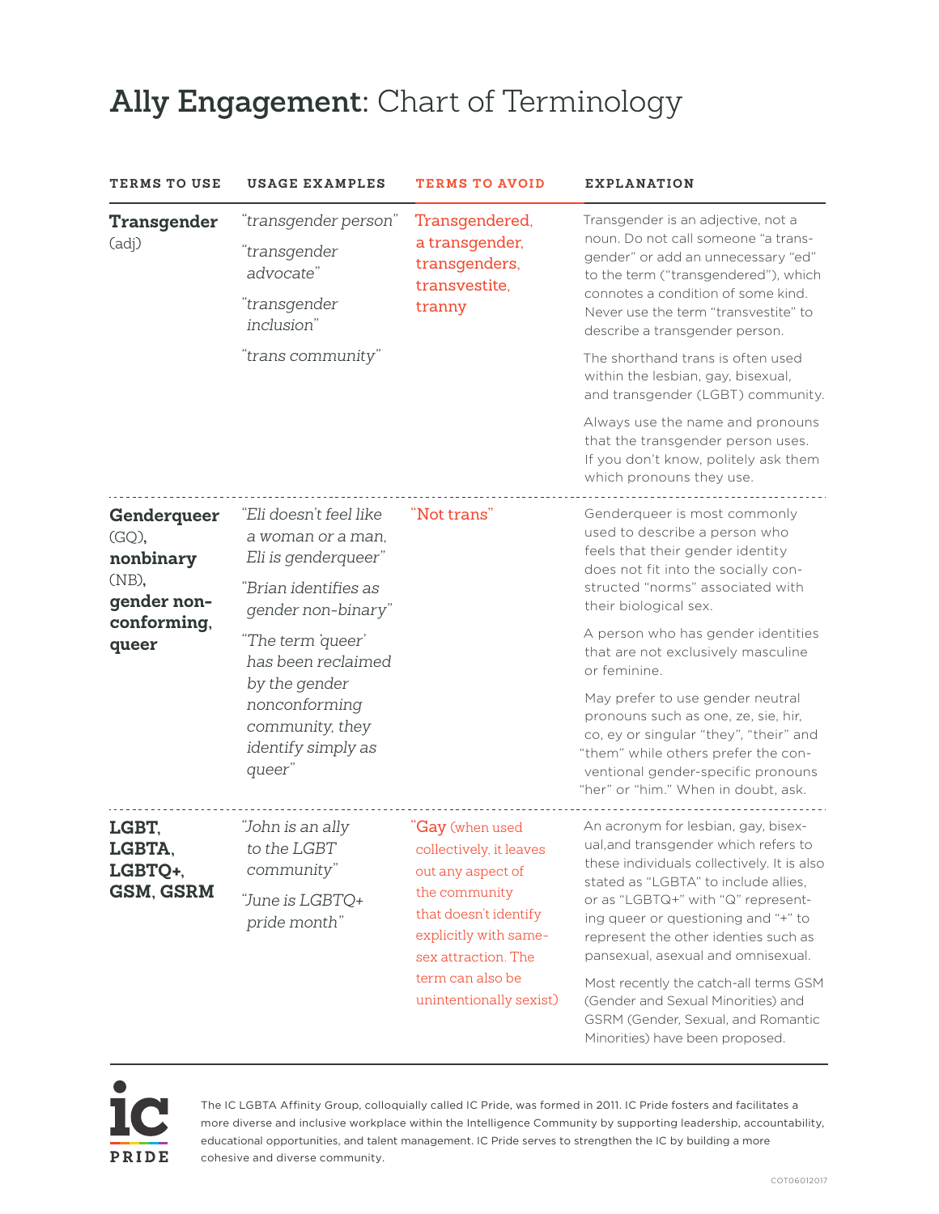# **Ally Engagement**: Chart of Terminology

| TERMS TO USE | USAGE EXAMPLES | TERMS TO AVOID | EXPLANATION |
|---|---|---|---|
| **Transgender** (adj) | *"transgender person"*<br>*"transgender advocate"*<br>*"transgender inclusion"*<br>*"trans community"* | Transgendered, a transgender, transgenders, transvestite, tranny | Transgender is an adjective, not a noun. Do not call someone "a transgender" or add an unnecessary "ed" to the term ("transgendered"), which connotes a condition of some kind. Never use the term "transvestite" to describe a transgender person.<br><br>The shorthand trans is often used within the lesbian, gay, bisexual, and transgender (LGBT) community.<br><br>Always use the name and pronouns that the transgender person uses. If you don't know, politely ask them which pronouns they use. |
| **Genderqueer** (GQ), **nonbinary** (NB), **gender non-conforming**, **queer** | *"Eli doesn't feel like a woman or a man, Eli is genderqueer"*<br>*"Brian identifies as gender non-binary"*<br>*"The term 'queer' has been reclaimed by the gender nonconforming community, they identify simply as queer"* | "Not trans" | Genderqueer is most commonly used to describe a person who feels that their gender identity does not fit into the socially constructed "norms" associated with their biological sex.<br><br>A person who has gender identities that are not exclusively masculine or feminine.<br><br>May prefer to use gender neutral pronouns such as one, ze, sie, hir, co, ey or singular "they", "their" and "them" while others prefer the conventional gender-specific pronouns "her" or "him." When in doubt, ask. |
| **LGBT**, **LGBTA**, **LGBTQ+**, **GSM**, **GSRM** | *"John is an ally to the LGBT community"*<br>*"June is LGBTQ+ pride month"* | "Gay (when used collectively, it leaves out any aspect of the community that doesn't identify explicitly with same-sex attraction. The term can also be unintentionally sexist) | An acronym for lesbian, gay, bisexual,and transgender which refers to these individuals collectively. It is also stated as "LGBTA" to include allies, or as "LGBTQ+" with "Q" representing queer or questioning and "+" to represent the other identies such as pansexual, asexual and omnisexual.<br><br>Most recently the catch-all terms GSM (Gender and Sexual Minorities) and GSRM (Gender, Sexual, and Romantic Minorities) have been proposed. |

IC PRIDE

The IC LGBTA Affinity Group, colloquially called IC Pride, was formed in 2011. IC Pride fosters and facilitates a more diverse and inclusive workplace within the Intelligence Community by supporting leadership, accountability, educational opportunities, and talent management. IC Pride serves to strengthen the IC by building a more cohesive and diverse community.

COT06012017